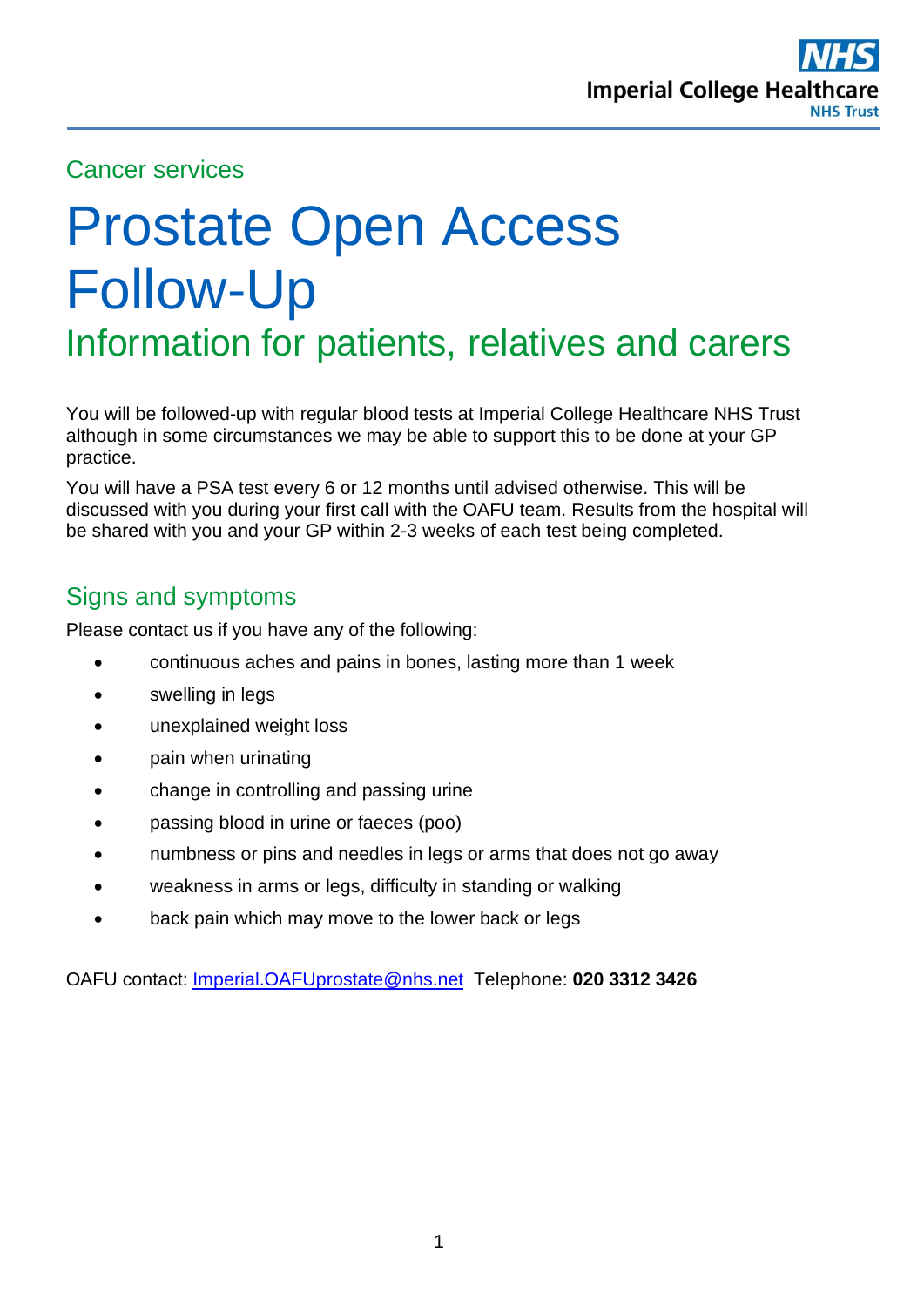Cancer services

# Prostate Open Access Follow-Up

## Information for patients, relatives and carers

You will be followed-up with regular blood tests at Imperial College Healthcare NHS Trust although in some circumstances we may be able to support this to be done at your GP practice.

You will have a PSA test every 6 or 12 months until advised otherwise. This will be discussed with you during your first call with the OAFU team. Results from the hospital will be shared with you and your GP within 2-3 weeks of each test being completed.

## Signs and symptoms

Please contact us if you have any of the following:

- continuous aches and pains in bones, lasting more than 1 week
- swelling in legs
- unexplained weight loss
- pain when urinating
- change in controlling and passing urine
- passing blood in urine or faeces (poo)
- numbness or pins and needles in legs or arms that does not go away
- weakness in arms or legs, difficulty in standing or walking
- back pain which may move to the lower back or legs

OAFU contact: [Imperial.OAFUprostate@nhs.net](mailto:Imperial.OAFUprostate@nhs.net) Telephone: **020 3312 3426**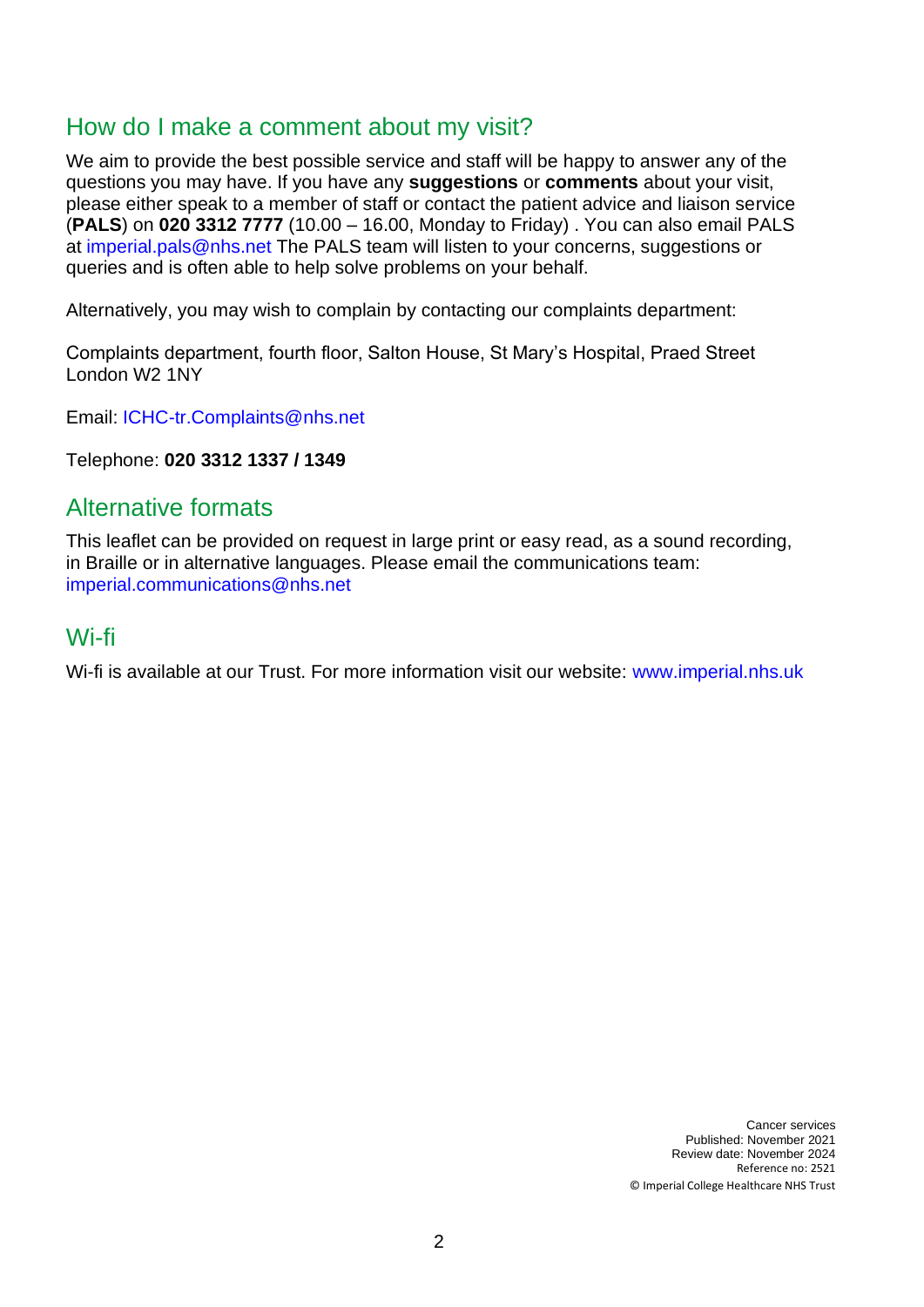## How do I make a comment about my visit?

We aim to provide the best possible service and staff will be happy to answer any of the questions you may have. If you have any **suggestions** or **comments** about your visit, please either speak to a member of staff or contact the patient advice and liaison service (**PALS**) on **020 3312 7777** (10.00 – 16.00, Monday to Friday) . You can also email PALS at imperial.pals@nhs.net The PALS team will listen to your concerns, suggestions or queries and is often able to help solve problems on your behalf.

Alternatively, you may wish to complain by contacting our complaints department:

Complaints department, fourth floor, Salton House, St Mary's Hospital, Praed Street London W2 1NY

Email: ICHC-tr.Complaints@nhs.net

Telephone: **020 3312 1337 / 1349**

## Alternative formats

This leaflet can be provided on request in large print or easy read, as a sound recording, in Braille or in alternative languages. Please email the communications team: imperial.communications@nhs.net

## Wi-fi

Wi-fi is available at our Trust. For more information visit our website: www.imperial.nhs.uk

Cancer services
Published: November 2021
Review date: November 2024
Reference no: 2521
© Imperial College Healthcare NHS Trust